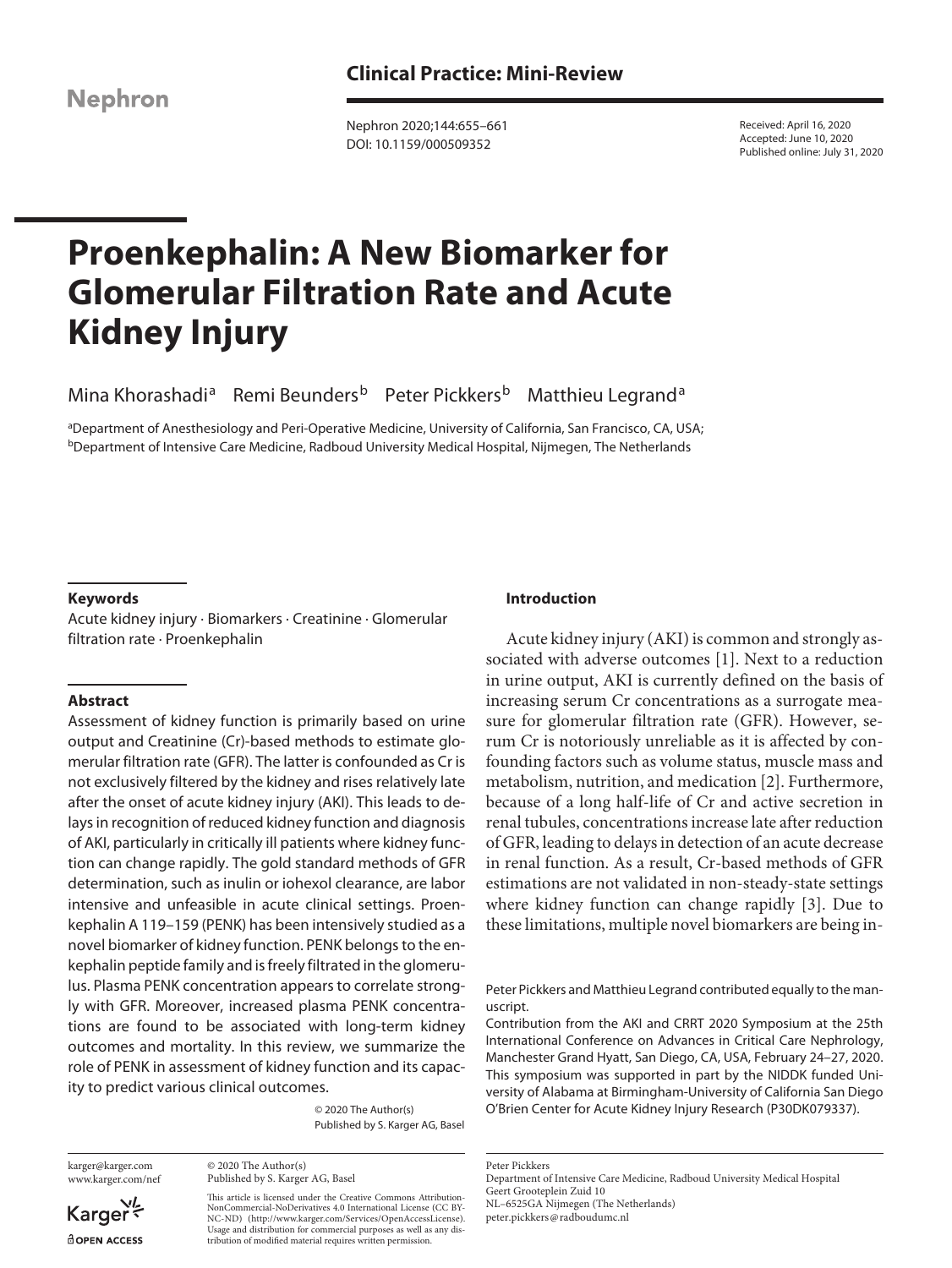Clinical Practice: Mini-Review

Received: April 16, 2020
Accepted: June 10, 2020
Published online: July 31, 2020

# Proenkephalin: A New Biomarker for Glomerular Filtration Rate and Acute Kidney Injury

Mina Khorashadi[a] Remi Beunders[b] Peter Pickkers[b] Matthieu Legrand[a]

[a]Department of Anesthesiology and Peri-Operative Medicine, University of California, San Francisco, CA, USA;
[b]Department of Intensive Care Medicine, Radboud University Medical Hospital, Nijmegen, The Netherlands

### Keywords

Acute kidney injury · Biomarkers · Creatinine · Glomerular filtration rate · Proenkephalin

### Abstract

Assessment of kidney function is primarily based on urine output and Creatinine (Cr)-based methods to estimate glomerular filtration rate (GFR). The latter is confounded as Cr is not exclusively filtered by the kidney and rises relatively late after the onset of acute kidney injury (AKI). This leads to delays in recognition of reduced kidney function and diagnosis of AKI, particularly in critically ill patients where kidney function can change rapidly. The gold standard methods of GFR determination, such as inulin or iohexol clearance, are labor intensive and unfeasible in acute clinical settings. Proenkephalin A 119–159 (PENK) has been intensively studied as a novel biomarker of kidney function. PENK belongs to the enkephalin peptide family and is freely filtrated in the glomerulus. Plasma PENK concentration appears to correlate strongly with GFR. Moreover, increased plasma PENK concentrations are found to be associated with long-term kidney outcomes and mortality. In this review, we summarize the role of PENK in assessment of kidney function and its capacity to predict various clinical outcomes.

© 2020 The Author(s)
Published by S. Karger AG, Basel

### Introduction

Acute kidney injury (AKI) is common and strongly associated with adverse outcomes [1]. Next to a reduction in urine output, AKI is currently defined on the basis of increasing serum Cr concentrations as a surrogate measure for glomerular filtration rate (GFR). However, serum Cr is notoriously unreliable as it is affected by confounding factors such as volume status, muscle mass and metabolism, nutrition, and medication [2]. Furthermore, because of a long half-life of Cr and active secretion in renal tubules, concentrations increase late after reduction of GFR, leading to delays in detection of an acute decrease in renal function. As a result, Cr-based methods of GFR estimations are not validated in non-steady-state settings where kidney function can change rapidly [3]. Due to these limitations, multiple novel biomarkers are being in-

Peter Pickkers and Matthieu Legrand contributed equally to the manuscript.

Contribution from the AKI and CRRT 2020 Symposium at the 25th International Conference on Advances in Critical Care Nephrology, Manchester Grand Hyatt, San Diego, CA, USA, February 24–27, 2020. This symposium was supported in part by the NIDDK funded University of Alabama at Birmingham-University of California San Diego O'Brien Center for Acute Kidney Injury Research (P30DK079337).

karger@karger.com
www.karger.com/nef

© 2020 The Author(s)
Published by S. Karger AG, Basel

This article is licensed under the Creative Commons Attribution-NonCommercial-NoDerivatives 4.0 International License (CC BY-NC-ND) (http://www.karger.com/Services/OpenAccessLicense). Usage and distribution for commercial purposes as well as any distribution of modified material requires written permission.

Peter Pickkers
Department of Intensive Care Medicine, Radboud University Medical Hospital
Geert Grooteplein Zuid 10
NL–6525GA Nijmegen (The Netherlands)
peter.pickkers@radboudumc.nl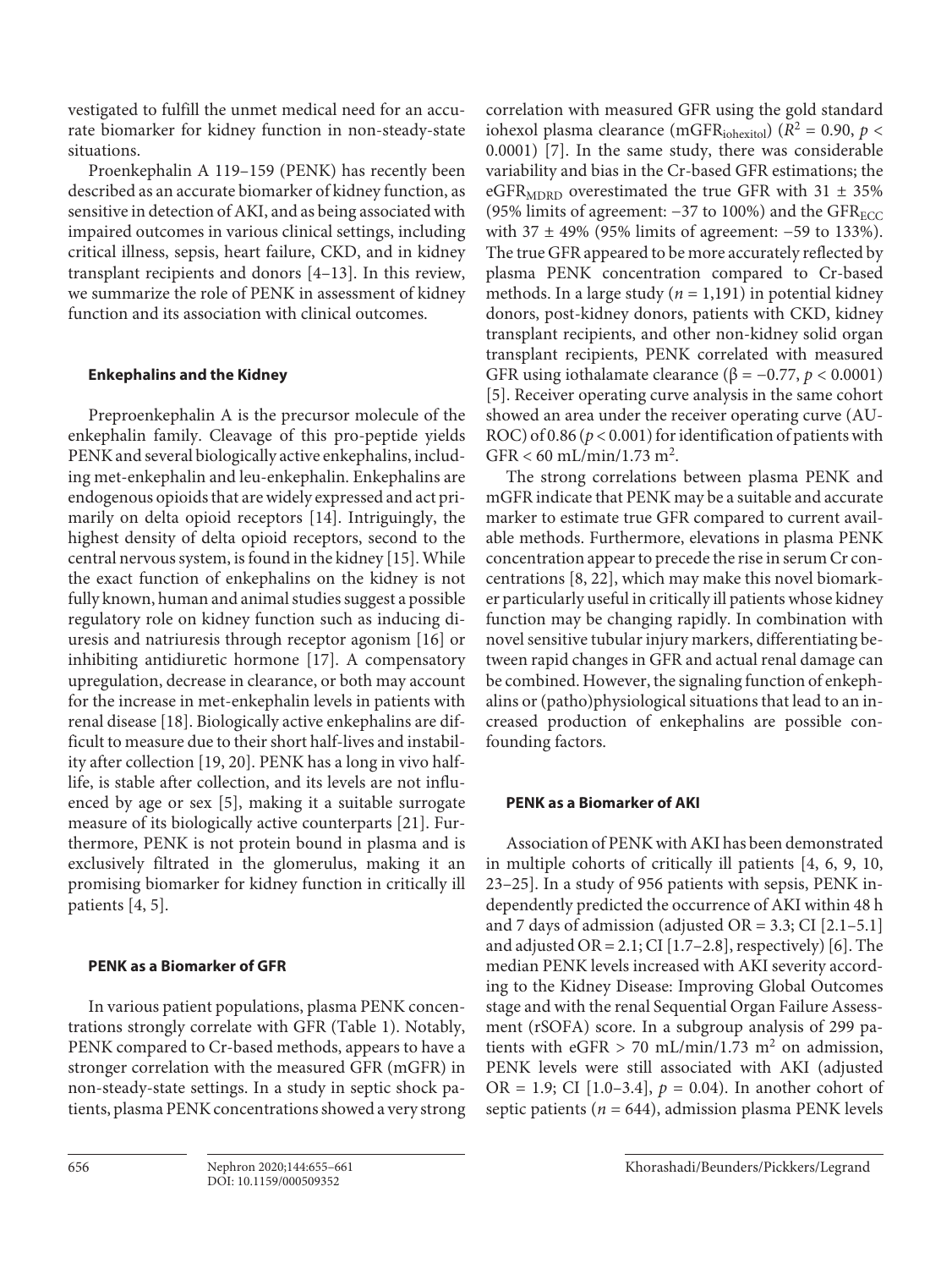vestigated to fulfill the unmet medical need for an accurate biomarker for kidney function in non-steady-state situations.

Proenkephalin A 119–159 (PENK) has recently been described as an accurate biomarker of kidney function, as sensitive in detection of AKI, and as being associated with impaired outcomes in various clinical settings, including critical illness, sepsis, heart failure, CKD, and in kidney transplant recipients and donors [4–13]. In this review, we summarize the role of PENK in assessment of kidney function and its association with clinical outcomes.

## Enkephalins and the Kidney

Preproenkephalin A is the precursor molecule of the enkephalin family. Cleavage of this pro-peptide yields PENK and several biologically active enkephalins, including met-enkephalin and leu-enkephalin. Enkephalins are endogenous opioids that are widely expressed and act primarily on delta opioid receptors [14]. Intriguingly, the highest density of delta opioid receptors, second to the central nervous system, is found in the kidney [15]. While the exact function of enkephalins on the kidney is not fully known, human and animal studies suggest a possible regulatory role on kidney function such as inducing diuresis and natriuresis through receptor agonism [16] or inhibiting antidiuretic hormone [17]. A compensatory upregulation, decrease in clearance, or both may account for the increase in met-enkephalin levels in patients with renal disease [18]. Biologically active enkephalins are difficult to measure due to their short half-lives and instability after collection [19, 20]. PENK has a long in vivo half-life, is stable after collection, and its levels are not influenced by age or sex [5], making it a suitable surrogate measure of its biologically active counterparts [21]. Furthermore, PENK is not protein bound in plasma and is exclusively filtrated in the glomerulus, making it an promising biomarker for kidney function in critically ill patients [4, 5].

## PENK as a Biomarker of GFR

In various patient populations, plasma PENK concentrations strongly correlate with GFR (Table 1). Notably, PENK compared to Cr-based methods, appears to have a stronger correlation with the measured GFR (mGFR) in non-steady-state settings. In a study in septic shock patients, plasma PENK concentrations showed a very strong correlation with measured GFR using the gold standard iohexol plasma clearance ($mGFR_{iohexitol}$) ($R^2 = 0.90$, $p < 0.0001$) [7]. In the same study, there was considerable variability and bias in the Cr-based GFR estimations; the $eGFR_{MDRD}$ overestimated the true GFR with 31 ± 35% (95% limits of agreement: −37 to 100%) and the $GFR_{ECC}$ with 37 ± 49% (95% limits of agreement: −59 to 133%). The true GFR appeared to be more accurately reflected by plasma PENK concentration compared to Cr-based methods. In a large study ($n = 1,191$) in potential kidney donors, post-kidney donors, patients with CKD, kidney transplant recipients, and other non-kidney solid organ transplant recipients, PENK correlated with measured GFR using iothalamate clearance ($\beta = -0.77$, $p < 0.0001$) [5]. Receiver operating curve analysis in the same cohort showed an area under the receiver operating curve (AUROC) of 0.86 ($p < 0.001$) for identification of patients with GFR < 60 mL/min/1.73 $m^2$.

The strong correlations between plasma PENK and mGFR indicate that PENK may be a suitable and accurate marker to estimate true GFR compared to current available methods. Furthermore, elevations in plasma PENK concentration appear to precede the rise in serum Cr concentrations [8, 22], which may make this novel biomarker particularly useful in critically ill patients whose kidney function may be changing rapidly. In combination with novel sensitive tubular injury markers, differentiating between rapid changes in GFR and actual renal damage can be combined. However, the signaling function of enkephalins or (patho)physiological situations that lead to an increased production of enkephalins are possible confounding factors.

## PENK as a Biomarker of AKI

Association of PENK with AKI has been demonstrated in multiple cohorts of critically ill patients [4, 6, 9, 10, 23–25]. In a study of 956 patients with sepsis, PENK independently predicted the occurrence of AKI within 48 h and 7 days of admission (adjusted OR = 3.3; CI [2.1–5.1] and adjusted OR = 2.1; CI [1.7–2.8], respectively) [6]. The median PENK levels increased with AKI severity according to the Kidney Disease: Improving Global Outcomes stage and with the renal Sequential Organ Failure Assessment (rSOFA) score. In a subgroup analysis of 299 patients with eGFR > 70 mL/min/1.73 $m^2$ on admission, PENK levels were still associated with AKI (adjusted OR = 1.9; CI [1.0–3.4], $p = 0.04$). In another cohort of septic patients ($n = 644$), admission plasma PENK levels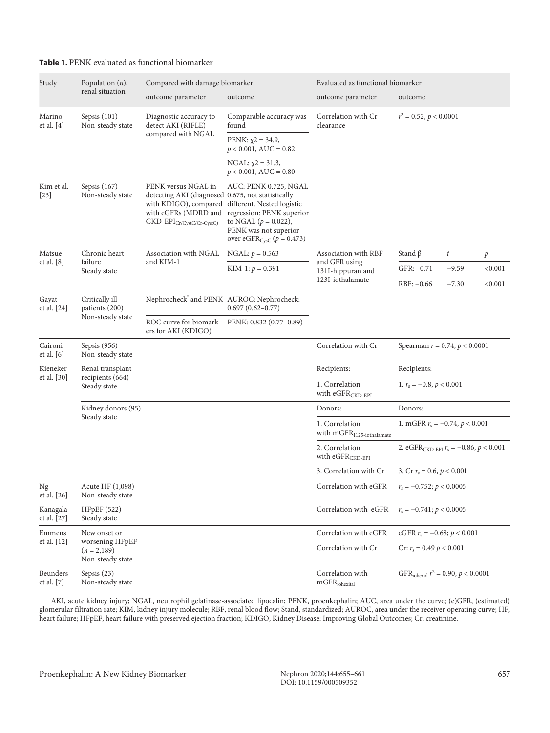**Table 1.** PENK evaluated as functional biomarker

| Study | Population ($n$), renal situation | Compared with damage biomarker | | Evaluated as functional biomarker | | | |
|---|---|---|---|---|---|---|---|
| | | outcome parameter | outcome | outcome parameter | outcome | | |
| Marino et al. [4] | Sepsis (101) Non-steady state | Diagnostic accuracy to detect AKI (RIFLE) compared with NGAL | Comparable accuracy was found | Correlation with Cr clearance | $r^2 = 0.52$, $p < 0.0001$ | | |
| | | | PENK: $\chi2 = 34.9$, $p < 0.001$, AUC = 0.82 | | | | |
| | | | NGAL: $\chi2 = 31.3$, $p < 0.001$, AUC = 0.80 | | | | |
| Kim et al. [23] | Sepsis (167) Non-steady state | PENK versus NGAL in detecting AKI (diagnosed with KDIGO), compared with eGFRs (MDRD and CKD-EPI$_{Cr/CystC/Cr\text{-}CystC}$) | AUC: PENK 0.725, NGAL 0.675, not statistically different. Nested logistic regression: PENK superior to NGAL ($p = 0.022$), PENK was not superior over eGFR$_{CysC}$ ($p = 0.473$) | | | | |
| Matsue et al. [8] | Chronic heart failure Steady state | Association with NGAL and KIM-1 | NGAL: $p = 0.563$ | Association with RBF and GFR using 131I-hippuran and 123I-iothalamate | Stand β | $t$ | $p$ |
| | | | KIM-1: $p = 0.391$ | | GFR: −0.71 | −9.59 | <0.001 |
| | | | | | RBF: −0.66 | −7.30 | <0.001 |
| Gayat et al. [24] | Critically ill patients (200) Non-steady state | Nephrocheck* and PENK | AUROC: Nephrocheck: 0.697 (0.62–0.77) | | | | |
| | | ROC curve for biomarkers for AKI (KDIGO) | PENK: 0.832 (0.77–0.89) | | | | |
| Caironi et al. [6] | Sepsis (956) Non-steady state | | | Correlation with Cr | Spearman $r = 0.74$, $p < 0.0001$ | | |
| Kieneker et al. [30] | Renal transplant recipients (664) Steady state | | | Recipients: | Recipients: | | |
| | | | | 1. Correlation with eGFR$_{CKD\text{-}EPI}$ | 1. $r_s = -0.8$, $p < 0.001$ | | |
| | Kidney donors (95) Steady state | | | Donors: | Donors: | | |
| | | | | 1. Correlation with mGFR$_{I125\text{-}iothalamate}$ | 1. mGFR $r_s = -0.74$, $p < 0.001$ | | |
| | | | | 2. Correlation with eGFR$_{CKD\text{-}EPI}$ | 2. eGFR$_{CKD\text{-}EPI}$ $r_s = -0.86$, $p < 0.001$ | | |
| | | | | 3. Correlation with Cr | 3. Cr $r_s = 0.6$, $p < 0.001$ | | |
| Ng et al. [26] | Acute HF (1,098) Non-steady state | | | Correlation with eGFR | $r_s = -0.752$; $p < 0.0005$ | | |
| Kanagala et al. [27] | HFpEF (522) Steady state | | | Correlation with eGFR | $r_s = -0.741$; $p < 0.0005$ | | |
| Emmens et al. [12] | New onset or worsening HFpEF ($n = 2,189$) Non-steady state | | | Correlation with eGFR | eGFR $r_s = -0.68$; $p < 0.001$ | | |
| | | | | Correlation with Cr | Cr: $r_s = 0.49$ $p < 0.001$ | | |
| Beunders et al. [7] | Sepsis (23) Non-steady state | | | Correlation with mGFR$_{iohexital}$ | GFR$_{iohexol}$ $r^2 = 0.90$, $p < 0.0001$ | | |

AKI, acute kidney injury; NGAL, neutrophil gelatinase-associated lipocalin; PENK, proenkephalin; AUC, area under the curve; (e)GFR, (estimated) glomerular filtration rate; KIM, kidney injury molecule; RBF, renal blood flow; Stand, standardized; AUROC, area under the receiver operating curve; HF, heart failure; HFpEF, heart failure with preserved ejection fraction; KDIGO, Kidney Disease: Improving Global Outcomes; Cr, creatinine.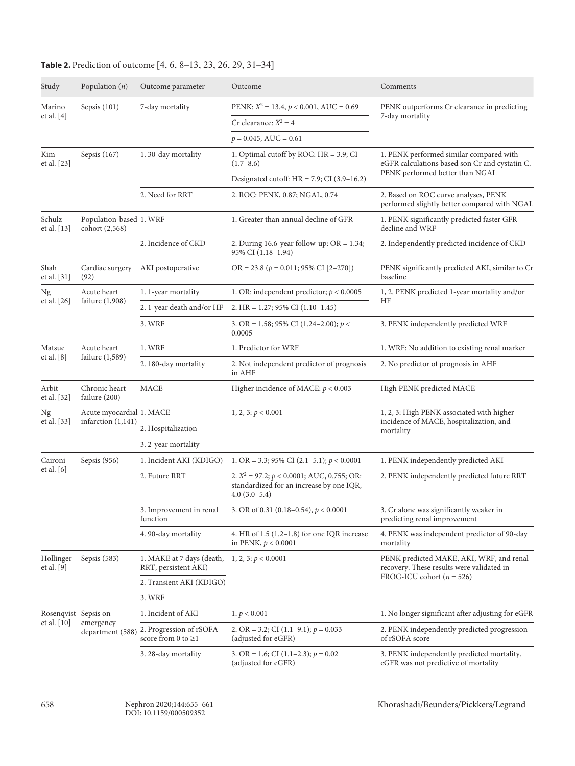**Table 2.** Prediction of outcome [4, 6, 8–13, 23, 26, 29, 31–34]

| Study | Population (*n*) | Outcome parameter | Outcome | Comments |
|---|---|---|---|---|
| Marino et al. [4] | Sepsis (101) | 7-day mortality | PENK: $X^2 = 13.4$, $p < 0.001$, AUC = 0.69 | PENK outperforms Cr clearance in predicting 7-day mortality |
| | | | Cr clearance: $X^2 = 4$ | |
| | | | $p = 0.045$, AUC = 0.61 | |
| Kim et al. [23] | Sepsis (167) | 1. 30-day mortality | 1. Optimal cutoff by ROC: HR = 3.9; CI (1.7–8.6) | 1. PENK performed similar compared with eGFR calculations based son Cr and cystatin C. PENK performed better than NGAL |
| | | | Designated cutoff: HR = 7.9; CI (3.9–16.2) | |
| | | 2. Need for RRT | 2. ROC: PENK, 0.87; NGAL, 0.74 | 2. Based on ROC curve analyses, PENK performed slightly better compared with NGAL |
| Schulz et al. [13] | Population-based cohort (2,568) | 1. WRF | 1. Greater than annual decline of GFR | 1. PENK significantly predicted faster GFR decline and WRF |
| | | 2. Incidence of CKD | 2. During 16.6-year follow-up: OR = 1.34; 95% CI (1.18–1.94) | 2. Independently predicted incidence of CKD |
| Shah et al. [31] | Cardiac surgery (92) | AKI postoperative | OR = 23.8 ($p = 0.011$; 95% CI [2–270]) | PENK significantly predicted AKI, similar to Cr baseline |
| Ng et al. [26] | Acute heart failure (1,908) | 1. 1-year mortality | 1. OR: independent predictor; $p < 0.0005$ | 1, 2. PENK predicted 1-year mortality and/or HF |
| | | 2. 1-year death and/or HF | 2. HR = 1.27; 95% CI (1.10–1.45) | |
| | | 3. WRF | 3. OR = 1.58; 95% CI (1.24–2.00); $p < 0.0005$ | 3. PENK independently predicted WRF |
| Matsue et al. [8] | Acute heart failure (1,589) | 1. WRF | 1. Predictor for WRF | 1. WRF: No addition to existing renal marker |
| | | 2. 180-day mortality | 2. Not independent predictor of prognosis in AHF | 2. No predictor of prognosis in AHF |
| Arbit et al. [32] | Chronic heart failure (200) | MACE | Higher incidence of MACE: $p < 0.003$ | High PENK predicted MACE |
| Ng et al. [33] | Acute myocardial infarction (1,141) | 1. MACE | 1, 2, 3: $p < 0.001$ | 1, 2, 3: High PENK associated with higher incidence of MACE, hospitalization, and mortality |
| | | 2. Hospitalization | | |
| | | 3. 2-year mortality | | |
| Caironi et al. [6] | Sepsis (956) | 1. Incident AKI (KDIGO) | 1. OR = 3.3; 95% CI (2.1–5.1); $p < 0.0001$ | 1. PENK independently predicted AKI |
| | | 2. Future RRT | 2. $X^2 = 97.2$; $p < 0.0001$; AUC, 0.755; OR: standardized for an increase by one IQR, 4.0 (3.0–5.4) | 2. PENK independently predicted future RRT |
| | | 3. Improvement in renal function | 3. OR of 0.31 (0.18–0.54), $p < 0.0001$ | 3. Cr alone was significantly weaker in predicting renal improvement |
| | | 4. 90-day mortality | 4. HR of 1.5 (1.2–1.8) for one IQR increase in PENK, $p < 0.0001$ | 4. PENK was independent predictor of 90-day mortality |
| Hollinger et al. [9] | Sepsis (583) | 1. MAKE at 7 days (death, RRT, persistent AKI) | 1, 2, 3: $p < 0.0001$ | PENK predicted MAKE, AKI, WRF, and renal recovery. These results were validated in FROG-ICU cohort ($n = 526$) |
| | | 2. Transient AKI (KDIGO) | | |
| | | 3. WRF | | |
| Rosenqvist et al. [10] | Sepsis on emergency department (588) | 1. Incident of AKI | 1. $p < 0.001$ | 1. No longer significant after adjusting for eGFR |
| | | 2. Progression of rSOFA score from 0 to ≥1 | 2. OR = 3.2; CI (1.1–9.1); $p = 0.033$ (adjusted for eGFR) | 2. PENK independently predicted progression of rSOFA score |
| | | 3. 28-day mortality | 3. OR = 1.6; CI (1.1–2.3); $p = 0.02$ (adjusted for eGFR) | 3. PENK independently predicted mortality. eGFR was not predictive of mortality |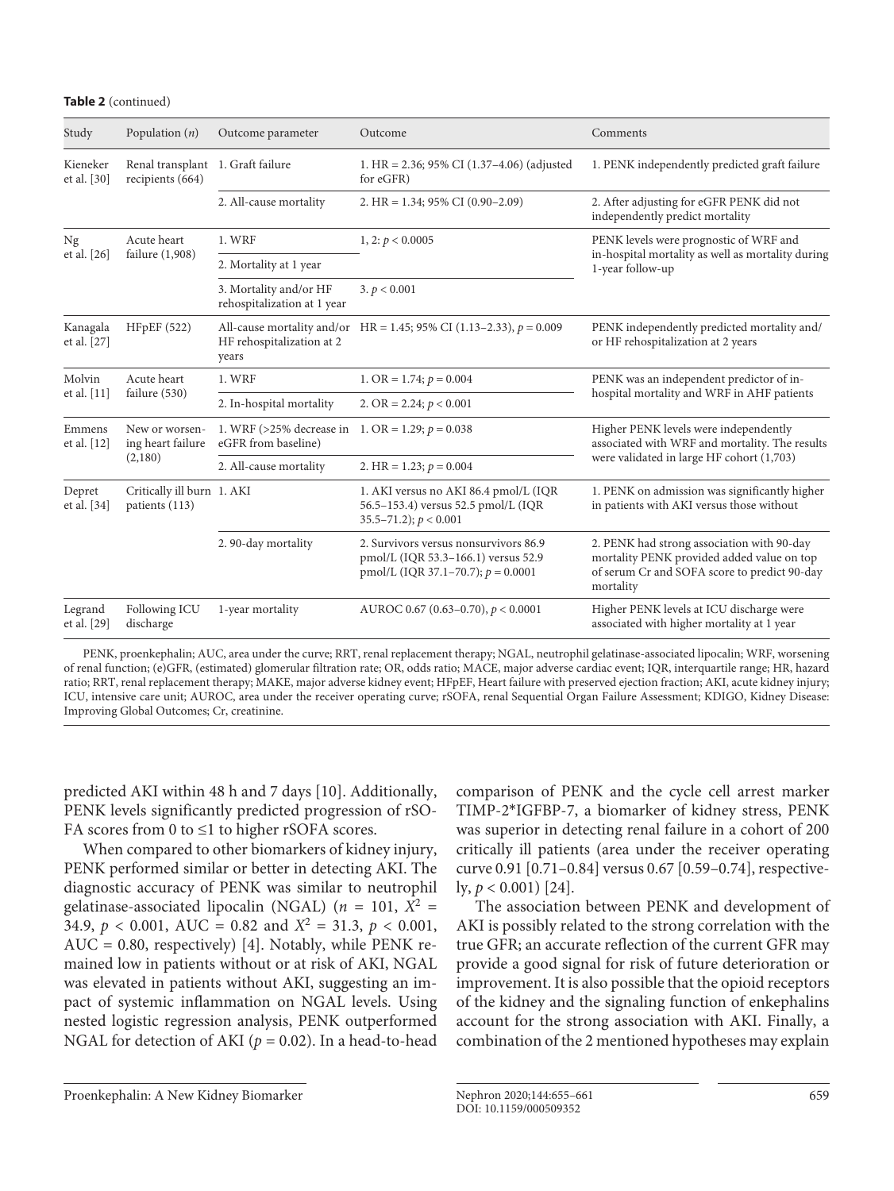**Table 2** (continued)

| Study | Population ($n$) | Outcome parameter | Outcome | Comments |
|---|---|---|---|---|
| Kieneker et al. [30] | Renal transplant recipients (664) | 1. Graft failure | 1. HR = 2.36; 95% CI (1.37–4.06) (adjusted for eGFR) | 1. PENK independently predicted graft failure |
| | | 2. All-cause mortality | 2. HR = 1.34; 95% CI (0.90–2.09) | 2. After adjusting for eGFR PENK did not independently predict mortality |
| Ng et al. [26] | Acute heart failure (1,908) | 1. WRF | 1, 2: $p < 0.0005$ | PENK levels were prognostic of WRF and in-hospital mortality as well as mortality during 1-year follow-up |
| | | 2. Mortality at 1 year | | |
| | | 3. Mortality and/or HF rehospitalization at 1 year | 3. $p < 0.001$ | |
| Kanagala et al. [27] | HFpEF (522) | All-cause mortality and/or HF rehospitalization at 2 years | HR = 1.45; 95% CI (1.13–2.33), $p = 0.009$ | PENK independently predicted mortality and/or HF rehospitalization at 2 years |
| Molvin et al. [11] | Acute heart failure (530) | 1. WRF | 1. OR = 1.74; $p = 0.004$ | PENK was an independent predictor of in-hospital mortality and WRF in AHF patients |
| | | 2. In-hospital mortality | 2. OR = 2.24; $p < 0.001$ | |
| Emmens et al. [12] | New or worsening heart failure (2,180) | 1. WRF (>25% decrease in eGFR from baseline) | 1. OR = 1.29; $p = 0.038$ | Higher PENK levels were independently associated with WRF and mortality. The results were validated in large HF cohort (1,703) |
| | | 2. All-cause mortality | 2. HR = 1.23; $p = 0.004$ | |
| Depret et al. [34] | Critically ill burn patients (113) | 1. AKI | 1. AKI versus no AKI 86.4 pmol/L (IQR 56.5–153.4) versus 52.5 pmol/L (IQR 35.5–71.2); $p < 0.001$ | 1. PENK on admission was significantly higher in patients with AKI versus those without |
| | | 2. 90-day mortality | 2. Survivors versus nonsurvivors 86.9 pmol/L (IQR 53.3–166.1) versus 52.9 pmol/L (IQR 37.1–70.7); $p = 0.0001$ | 2. PENK had strong association with 90-day mortality PENK provided added value on top of serum Cr and SOFA score to predict 90-day mortality |
| Legrand et al. [29] | Following ICU discharge | 1-year mortality | AUROC 0.67 (0.63–0.70), $p < 0.0001$ | Higher PENK levels at ICU discharge were associated with higher mortality at 1 year |

PENK, proenkephalin; AUC, area under the curve; RRT, renal replacement therapy; NGAL, neutrophil gelatinase-associated lipocalin; WRF, worsening of renal function; (e)GFR, (estimated) glomerular filtration rate; OR, odds ratio; MACE, major adverse cardiac event; IQR, interquartile range; HR, hazard ratio; RRT, renal replacement therapy; MAKE, major adverse kidney event; HFpEF, Heart failure with preserved ejection fraction; AKI, acute kidney injury; ICU, intensive care unit; AUROC, area under the receiver operating curve; rSOFA, renal Sequential Organ Failure Assessment; KDIGO, Kidney Disease: Improving Global Outcomes; Cr, creatinine.

predicted AKI within 48 h and 7 days [10]. Additionally, PENK levels significantly predicted progression of rSOFA scores from 0 to ≤1 to higher rSOFA scores.

When compared to other biomarkers of kidney injury, PENK performed similar or better in detecting AKI. The diagnostic accuracy of PENK was similar to neutrophil gelatinase-associated lipocalin (NGAL) ($n = 101$, $X^2 = 34.9$, $p < 0.001$, AUC = 0.82 and $X^2 = 31.3$, $p < 0.001$, AUC = 0.80, respectively) [4]. Notably, while PENK remained low in patients without or at risk of AKI, NGAL was elevated in patients without AKI, suggesting an impact of systemic inflammation on NGAL levels. Using nested logistic regression analysis, PENK outperformed NGAL for detection of AKI ($p = 0.02$). In a head-to-head comparison of PENK and the cycle cell arrest marker TIMP-2*IGFBP-7, a biomarker of kidney stress, PENK was superior in detecting renal failure in a cohort of 200 critically ill patients (area under the receiver operating curve 0.91 [0.71–0.84] versus 0.67 [0.59–0.74], respectively, $p < 0.001$) [24].

The association between PENK and development of AKI is possibly related to the strong correlation with the true GFR; an accurate reflection of the current GFR may provide a good signal for risk of future deterioration or improvement. It is also possible that the opioid receptors of the kidney and the signaling function of enkephalins account for the strong association with AKI. Finally, a combination of the 2 mentioned hypotheses may explain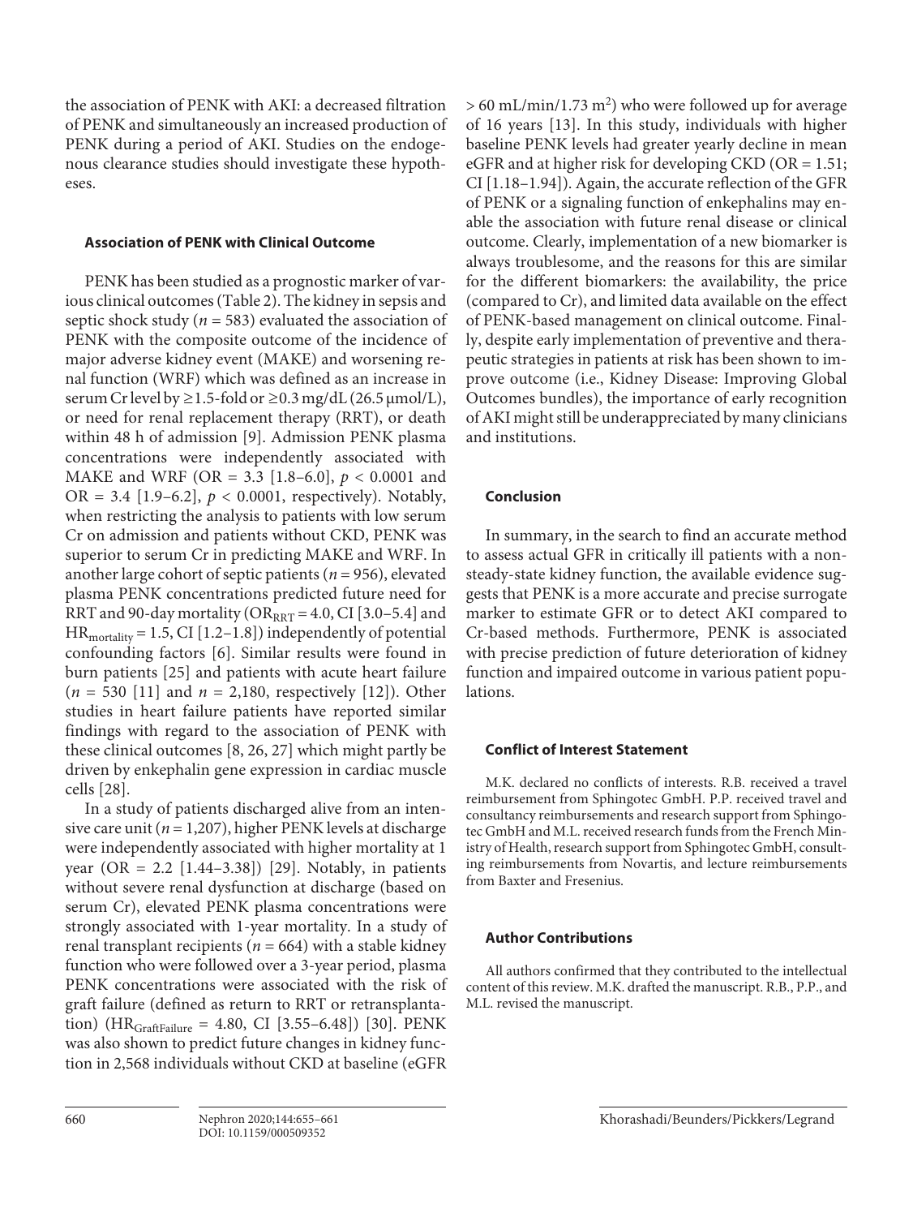the association of PENK with AKI: a decreased filtration of PENK and simultaneously an increased production of PENK during a period of AKI. Studies on the endogenous clearance studies should investigate these hypotheses.

### Association of PENK with Clinical Outcome

PENK has been studied as a prognostic marker of various clinical outcomes (Table 2). The kidney in sepsis and septic shock study ($n = 583$) evaluated the association of PENK with the composite outcome of the incidence of major adverse kidney event (MAKE) and worsening renal function (WRF) which was defined as an increase in serum Cr level by ≥1.5-fold or ≥0.3 mg/dL (26.5 μmol/L), or need for renal replacement therapy (RRT), or death within 48 h of admission [9]. Admission PENK plasma concentrations were independently associated with MAKE and WRF (OR = 3.3 [1.8–6.0], $p < 0.0001$ and OR = 3.4 [1.9–6.2], $p < 0.0001$, respectively). Notably, when restricting the analysis to patients with low serum Cr on admission and patients without CKD, PENK was superior to serum Cr in predicting MAKE and WRF. In another large cohort of septic patients ($n = 956$), elevated plasma PENK concentrations predicted future need for RRT and 90-day mortality ($OR_{RRT} = 4.0$, CI [3.0–5.4] and $HR_{mortality} = 1.5$, CI [1.2–1.8]) independently of potential confounding factors [6]. Similar results were found in burn patients [25] and patients with acute heart failure ($n = 530$ [11] and $n = 2,180$, respectively [12]). Other studies in heart failure patients have reported similar findings with regard to the association of PENK with these clinical outcomes [8, 26, 27] which might partly be driven by enkephalin gene expression in cardiac muscle cells [28].

In a study of patients discharged alive from an intensive care unit ($n = 1,207$), higher PENK levels at discharge were independently associated with higher mortality at 1 year (OR = 2.2 [1.44–3.38]) [29]. Notably, in patients without severe renal dysfunction at discharge (based on serum Cr), elevated PENK plasma concentrations were strongly associated with 1-year mortality. In a study of renal transplant recipients ($n = 664$) with a stable kidney function who were followed over a 3-year period, plasma PENK concentrations were associated with the risk of graft failure (defined as return to RRT or retransplantation) ($HR_{GraftFailure} = 4.80$, CI [3.55–6.48]) [30]. PENK was also shown to predict future changes in kidney function in 2,568 individuals without CKD at baseline (eGFR > 60 mL/min/1.73 $m^2$) who were followed up for average of 16 years [13]. In this study, individuals with higher baseline PENK levels had greater yearly decline in mean eGFR and at higher risk for developing CKD (OR = 1.51; CI [1.18–1.94]). Again, the accurate reflection of the GFR of PENK or a signaling function of enkephalins may enable the association with future renal disease or clinical outcome. Clearly, implementation of a new biomarker is always troublesome, and the reasons for this are similar for the different biomarkers: the availability, the price (compared to Cr), and limited data available on the effect of PENK-based management on clinical outcome. Finally, despite early implementation of preventive and therapeutic strategies in patients at risk has been shown to improve outcome (i.e., Kidney Disease: Improving Global Outcomes bundles), the importance of early recognition of AKI might still be underappreciated by many clinicians and institutions.

### Conclusion

In summary, in the search to find an accurate method to assess actual GFR in critically ill patients with a non-steady-state kidney function, the available evidence suggests that PENK is a more accurate and precise surrogate marker to estimate GFR or to detect AKI compared to Cr-based methods. Furthermore, PENK is associated with precise prediction of future deterioration of kidney function and impaired outcome in various patient populations.

### Conflict of Interest Statement

M.K. declared no conflicts of interests. R.B. received a travel reimbursement from Sphingotec GmbH. P.P. received travel and consultancy reimbursements and research support from Sphingotec GmbH and M.L. received research funds from the French Ministry of Health, research support from Sphingotec GmbH, consulting reimbursements from Novartis, and lecture reimbursements from Baxter and Fresenius.

### Author Contributions

All authors confirmed that they contributed to the intellectual content of this review. M.K. drafted the manuscript. R.B., P.P., and M.L. revised the manuscript.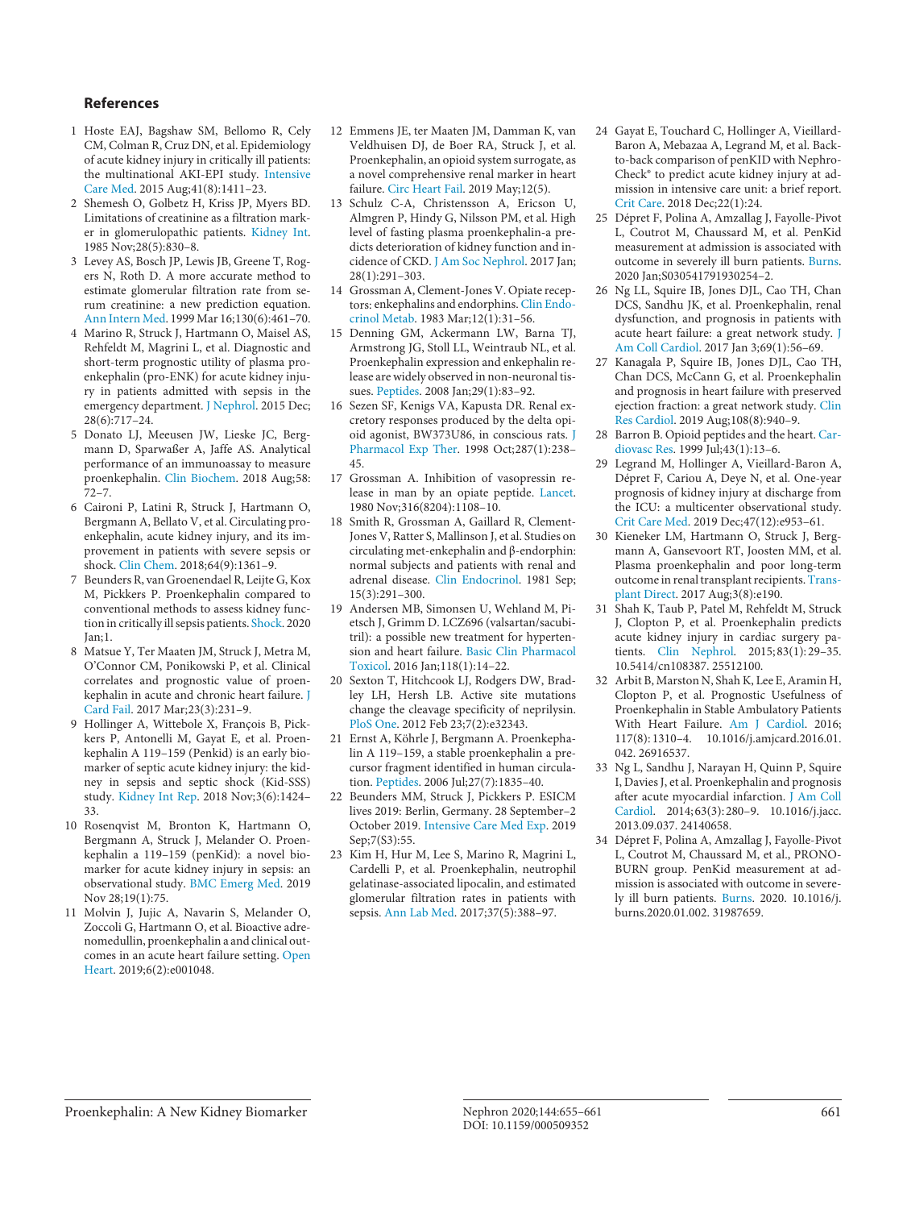## References

1. Hoste EAJ, Bagshaw SM, Bellomo R, Cely CM, Colman R, Cruz DN, et al. Epidemiology of acute kidney injury in critically ill patients: the multinational AKI-EPI study. Intensive Care Med. 2015 Aug;41(8):1411–23.
2. Shemesh O, Golbetz H, Kriss JP, Myers BD. Limitations of creatinine as a filtration marker in glomerulopathic patients. Kidney Int. 1985 Nov;28(5):830–8.
3. Levey AS, Bosch JP, Lewis JB, Greene T, Rogers N, Roth D. A more accurate method to estimate glomerular filtration rate from serum creatinine: a new prediction equation. Ann Intern Med. 1999 Mar 16;130(6):461–70.
4. Marino R, Struck J, Hartmann O, Maisel AS, Rehfeldt M, Magrini L, et al. Diagnostic and short-term prognostic utility of plasma proenkephalin (pro-ENK) for acute kidney injury in patients admitted with sepsis in the emergency department. J Nephrol. 2015 Dec;28(6):717–24.
5. Donato LJ, Meeusen JW, Lieske JC, Bergmann D, Sparwaßer A, Jaffe AS. Analytical performance of an immunoassay to measure proenkephalin. Clin Biochem. 2018 Aug;58:72–7.
6. Caironi P, Latini R, Struck J, Hartmann O, Bergmann A, Bellato V, et al. Circulating proenkephalin, acute kidney injury, and its improvement in patients with severe sepsis or shock. Clin Chem. 2018;64(9):1361–9.
7. Beunders R, van Groenendael R, Leijte G, Kox M, Pickkers P. Proenkephalin compared to conventional methods to assess kidney function in critically ill sepsis patients. Shock. 2020 Jan;1.
8. Matsue Y, Ter Maaten JM, Struck J, Metra M, O'Connor CM, Ponikowski P, et al. Clinical correlates and prognostic value of proenkephalin in acute and chronic heart failure. J Card Fail. 2017 Mar;23(3):231–9.
9. Hollinger A, Wittebole X, François B, Pickkers P, Antonelli M, Gayat E, et al. Proenkephalin A 119–159 (Penkid) is an early biomarker of septic acute kidney injury: the kidney in sepsis and septic shock (Kid-SSS) study. Kidney Int Rep. 2018 Nov;3(6):1424–33.
10. Rosenqvist M, Bronton K, Hartmann O, Bergmann A, Struck J, Melander O. Proenkephalin a 119–159 (penKid): a novel biomarker for acute kidney injury in sepsis: an observational study. BMC Emerg Med. 2019 Nov 28;19(1):75.
11. Molvin J, Jujic A, Navarin S, Melander O, Zoccoli G, Hartmann O, et al. Bioactive adrenomedullin, proenkephalin a and clinical outcomes in an acute heart failure setting. Open Heart. 2019;6(2):e001048.
12. Emmens JE, ter Maaten JM, Damman K, van Veldhuisen DJ, de Boer RA, Struck J, et al. Proenkephalin, an opioid system surrogate, as a novel comprehensive renal marker in heart failure. Circ Heart Fail. 2019 May;12(5).
13. Schulz C-A, Christensson A, Ericson U, Almgren P, Hindy G, Nilsson PM, et al. High level of fasting plasma proenkephalin-a predicts deterioration of kidney function and incidence of CKD. J Am Soc Nephrol. 2017 Jan;28(1):291–303.
14. Grossman A, Clement-Jones V. Opiate receptors: enkephalins and endorphins. Clin Endocrinol Metab. 1983 Mar;12(1):31–56.
15. Denning GM, Ackermann LW, Barna TJ, Armstrong JG, Stoll LL, Weintraub NL, et al. Proenkephalin expression and enkephalin release are widely observed in non-neuronal tissues. Peptides. 2008 Jan;29(1):83–92.
16. Sezen SF, Kenigs VA, Kapusta DR. Renal excretory responses produced by the delta opioid agonist, BW373U86, in conscious rats. J Pharmacol Exp Ther. 1998 Oct;287(1):238–45.
17. Grossman A. Inhibition of vasopressin release in man by an opiate peptide. Lancet. 1980 Nov;316(8204):1108–10.
18. Smith R, Grossman A, Gaillard R, Clement-Jones V, Ratter S, Mallinson J, et al. Studies on circulating met-enkephalin and β-endorphin: normal subjects and patients with renal and adrenal disease. Clin Endocrinol. 1981 Sep;15(3):291–300.
19. Andersen MB, Simonsen U, Wehland M, Pietsch J, Grimm D. LCZ696 (valsartan/sacubitril): a possible new treatment for hypertension and heart failure. Basic Clin Pharmacol Toxicol. 2016 Jan;118(1):14–22.
20. Sexton T, Hitchcook LJ, Rodgers DW, Bradley LH, Hersh LB. Active site mutations change the cleavage specificity of neprilysin. PloS One. 2012 Feb 23;7(2):e32343.
21. Ernst A, Köhrle J, Bergmann A. Proenkephalin A 119–159, a stable proenkephalin a precursor fragment identified in human circulation. Peptides. 2006 Jul;27(7):1835–40.
22. Beunders MM, Struck J, Pickkers P. ESICM lives 2019: Berlin, Germany. 28 September–2 October 2019. Intensive Care Med Exp. 2019 Sep;7(S3):55.
23. Kim H, Hur M, Lee S, Marino R, Magrini L, Cardelli P, et al. Proenkephalin, neutrophil gelatinase-associated lipocalin, and estimated glomerular filtration rates in patients with sepsis. Ann Lab Med. 2017;37(5):388–97.
24. Gayat E, Touchard C, Hollinger A, Vieillard-Baron A, Mebazaa A, Legrand M, et al. Back-to-back comparison of penKID with NephroCheck® to predict acute kidney injury at admission in intensive care unit: a brief report. Crit Care. 2018 Dec;22(1):24.
25. Dépret F, Polina A, Amzallag J, Fayolle-Pivot L, Coutrot M, Chaussard M, et al. PenKid measurement at admission is associated with outcome in severely ill burn patients. Burns. 2020 Jan;S030541791930254–2.
26. Ng LL, Squire IB, Jones DJL, Cao TH, Chan DCS, Sandhu JK, et al. Proenkephalin, renal dysfunction, and prognosis in patients with acute heart failure: a great network study. J Am Coll Cardiol. 2017 Jan 3;69(1):56–69.
27. Kanagala P, Squire IB, Jones DJL, Cao TH, Chan DCS, McCann G, et al. Proenkephalin and prognosis in heart failure with preserved ejection fraction: a great network study. Clin Res Cardiol. 2019 Aug;108(8):940–9.
28. Barron B. Opioid peptides and the heart. Cardiovasc Res. 1999 Jul;43(1):13–6.
29. Legrand M, Hollinger A, Vieillard-Baron A, Dépret F, Cariou A, Deye N, et al. One-year prognosis of kidney injury at discharge from the ICU: a multicenter observational study. Crit Care Med. 2019 Dec;47(12):e953–61.
30. Kieneker LM, Hartmann O, Struck J, Bergmann A, Gansevoort RT, Joosten MM, et al. Plasma proenkephalin and poor long-term outcome in renal transplant recipients. Transplant Direct. 2017 Aug;3(8):e190.
31. Shah K, Taub P, Patel M, Rehfeldt M, Struck J, Clopton P, et al. Proenkephalin predicts acute kidney injury in cardiac surgery patients. Clin Nephrol. 2015;83(1):29–35. 10.5414/cn108387. 25512100.
32. Arbit B, Marston N, Shah K, Lee E, Aramin H, Clopton P, et al. Prognostic Usefulness of Proenkephalin in Stable Ambulatory Patients With Heart Failure. Am J Cardiol. 2016;117(8):1310–4. 10.1016/j.amjcard.2016.01.042. 26916537.
33. Ng L, Sandhu J, Narayan H, Quinn P, Squire I, Davies J, et al. Proenkephalin and prognosis after acute myocardial infarction. J Am Coll Cardiol. 2014;63(3):280–9. 10.1016/j.jacc.2013.09.037. 24140658.
34. Dépret F, Polina A, Amzallag J, Fayolle-Pivot L, Coutrot M, Chaussard M, et al., PRONOBURN group. PenKid measurement at admission is associated with outcome in severely ill burn patients. Burns. 2020. 10.1016/j.burns.2020.01.002. 31987659.